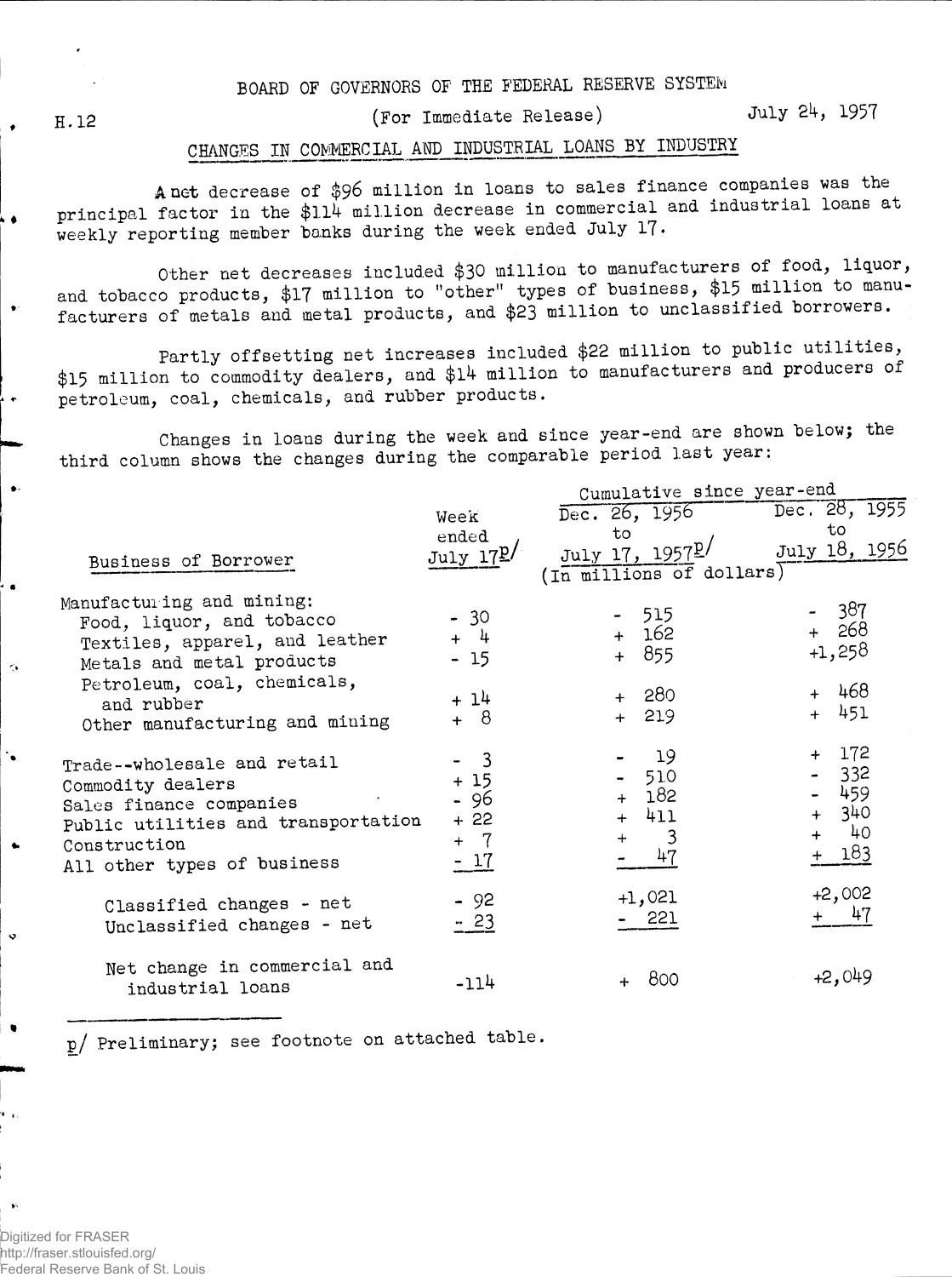BOARD OF GOVERNORS OF THE FEDERAL RESERVE SYSTEM

H.12 (For Immediate Release) July 24, 1957

## CHANGES IN COMMERCIAL AND INDUSTRIAL LOANS BY INDUSTRY

A net decrease of $96 million in loans to sales finance companies was the principal factor in the $114 million decrease in commercial and industrial loans at weekly reporting member banks during the week ended July 17.

Other net decreases included $30 million to manufacturers of food, liquor, and tobacco products, $17 million to "other" types of business, $15 million to manufacturers of metals and metal products, and $23 million to unclassified borrowers.

Partly offsetting net increases included $22 million to public utilities, $15 million to commodity dealers, and $14 million to manufacturers and producers of petroleum, coal, chemicals, and rubber products.

Changes in loans during the week and since year-end are shown below; the third column shows the changes during the comparable period last year:

| Business of Borrower | Week ended July 17p/ | Cumulative since year-end: Dec. 26, 1956 to July 17, 1957p/ | Cumulative since year-end: Dec. 28, 1955 to July 18, 1956 |
|---|---|---|---|
| | (In millions of dollars) | | |
| Manufacturing and mining: | | | |
| Food, liquor, and tobacco | - 30 | - 515 | - 387 |
| Textiles, apparel, and leather | + 4 | + 162 | + 268 |
| Metals and metal products | - 15 | + 855 | +1,258 |
| Petroleum, coal, chemicals, and rubber | + 14 | + 280 | + 468 |
| Other manufacturing and mining | + 8 | + 219 | + 451 |
| Trade--wholesale and retail | - 3 | - 19 | + 172 |
| Commodity dealers | + 15 | - 510 | - 332 |
| Sales finance companies | - 96 | + 182 | - 459 |
| Public utilities and transportation | + 22 | + 411 | + 340 |
| Construction | + 7 | + 3 | + 40 |
| All other types of business | - 17 | - 47 | + 183 |
| Classified changes - net | - 92 | +1,021 | +2,002 |
| Unclassified changes - net | - 23 | - 221 | + 47 |
| Net change in commercial and industrial loans | -114 | + 800 | +2,049 |

p/ Preliminary; see footnote on attached table.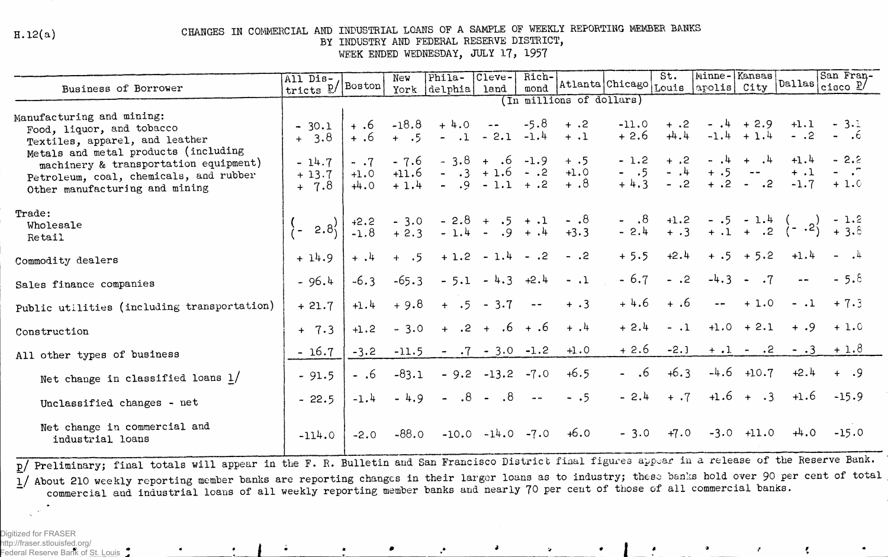H.12(a)

# CHANGES IN COMMERCIAL AND INDUSTRIAL LOANS OF A SAMPLE OF WEEKLY REPORTING MEMBER BANKS BY INDUSTRY AND FEDERAL RESERVE DISTRICT, WEEK ENDED WEDNESDAY, JULY 17, 1957

| Business of Borrower | All Districts p/ | Boston | New York | Philadelphia | Cleveland | Richmond | Atlanta | Chicago | St. Louis | Minneapolis | Kansas City | Dallas | San Francisco p/ |
|---|---|---|---|---|---|---|---|---|---|---|---|---|---|
| | (In millions of dollars) | | | | | | | | | | | | |
| Manufacturing and mining: | | | | | | | | | | | | | |
| Food, liquor, and tobacco | - 30.1 | + .6 | -18.8 | + 4.0 | -- | -5.8 | + .2 | -11.0 | + .2 | - .4 | + 2.9 | +1.1 | - 3.1 |
| Textiles, apparel, and leather | + 3.8 | + .6 | + .5 | - .1 | - 2.1 | -1.4 | + .1 | + 2.6 | +4.4 | -1.4 | + 1.4 | - .2 | - .6 |
| Metals and metal products (including machinery & transportation equipment) | - 14.7 | - .7 | - 7.6 | - 3.8 | + .6 | -1.9 | + .5 | - 1.2 | + .2 | - .4 | + .4 | +1.4 | - 2.2 |
| Petroleum, coal, chemicals, and rubber | + 13.7 | +1.0 | +11.6 | - .3 | + 1.6 | - .2 | +1.0 | - .5 | - .4 | + .5 | -- | + .1 | - .7 |
| Other manufacturing and mining | + 7.8 | +4.0 | + 1.4 | - .9 | - 1.1 | + .2 | + .8 | + 4.3 | - .2 | + .2 | - .2 | -1.7 | + 1.0 |
| Trade: | | | | | | | | | | | | | |
| Wholesale | (- 2.8) | +2.2 | - 3.0 | - 2.8 | + .5 | + .1 | - .8 | - .8 | +1.2 | - .5 | - 1.4 | (- .2) | - 1.2 |
| Retail | | -1.8 | + 2.3 | - 1.4 | - .9 | + .4 | +3.3 | - 2.4 | + .3 | + .1 | + .2 | | + 3.8 |
| Commodity dealers | + 14.9 | + .4 | + .5 | + 1.2 | - 1.4 | - .2 | - .2 | + 5.5 | +2.4 | + .5 | + 5.2 | +1.4 | - .4 |
| Sales finance companies | - 96.4 | -6.3 | -65.3 | - 5.1 | - 4.3 | +2.4 | - .1 | - 6.7 | - .2 | -4.3 | - .7 | -- | - 5.8 |
| Public utilities (including transportation) | + 21.7 | +1.4 | + 9.8 | + .5 | - 3.7 | -- | + .3 | + 4.6 | + .6 | -- | + 1.0 | - .1 | + 7.3 |
| Construction | + 7.3 | +1.2 | - 3.0 | + .2 | + .6 | + .6 | + .4 | + 2.4 | - .1 | +1.0 | + 2.1 | + .9 | + 1.0 |
| All other types of business | - 16.7 | -3.2 | -11.5 | - .7 | - 3.0 | -1.2 | +1.0 | + 2.6 | -2.1 | + .1 | - .2 | - .3 | + 1.8 |
| Net change in classified loans 1/ | - 91.5 | - .6 | -83.1 | - 9.2 | -13.2 | -7.0 | +6.5 | - .6 | +6.3 | -4.6 | +10.7 | +2.4 | + .9 |
| Unclassified changes - net | - 22.5 | -1.4 | - 4.9 | - .8 | - .8 | -- | - .5 | - 2.4 | + .7 | +1.6 | + .3 | +1.6 | -15.9 |
| Net change in commercial and industrial loans | -114.0 | -2.0 | -88.0 | -10.0 | -14.0 | -7.0 | +6.0 | - 3.0 | +7.0 | -3.0 | +11.0 | +4.0 | -15.0 |

p/ Preliminary; final totals will appear in the F. R. Bulletin and San Francisco District final figures appear in a release of the Reserve Bank.

1/ About 210 weekly reporting member banks are reporting changes in their larger loans as to industry; these banks hold over 90 per cent of total commercial and industrial loans of all weekly reporting member banks and nearly 70 per cent of those of all commercial banks.